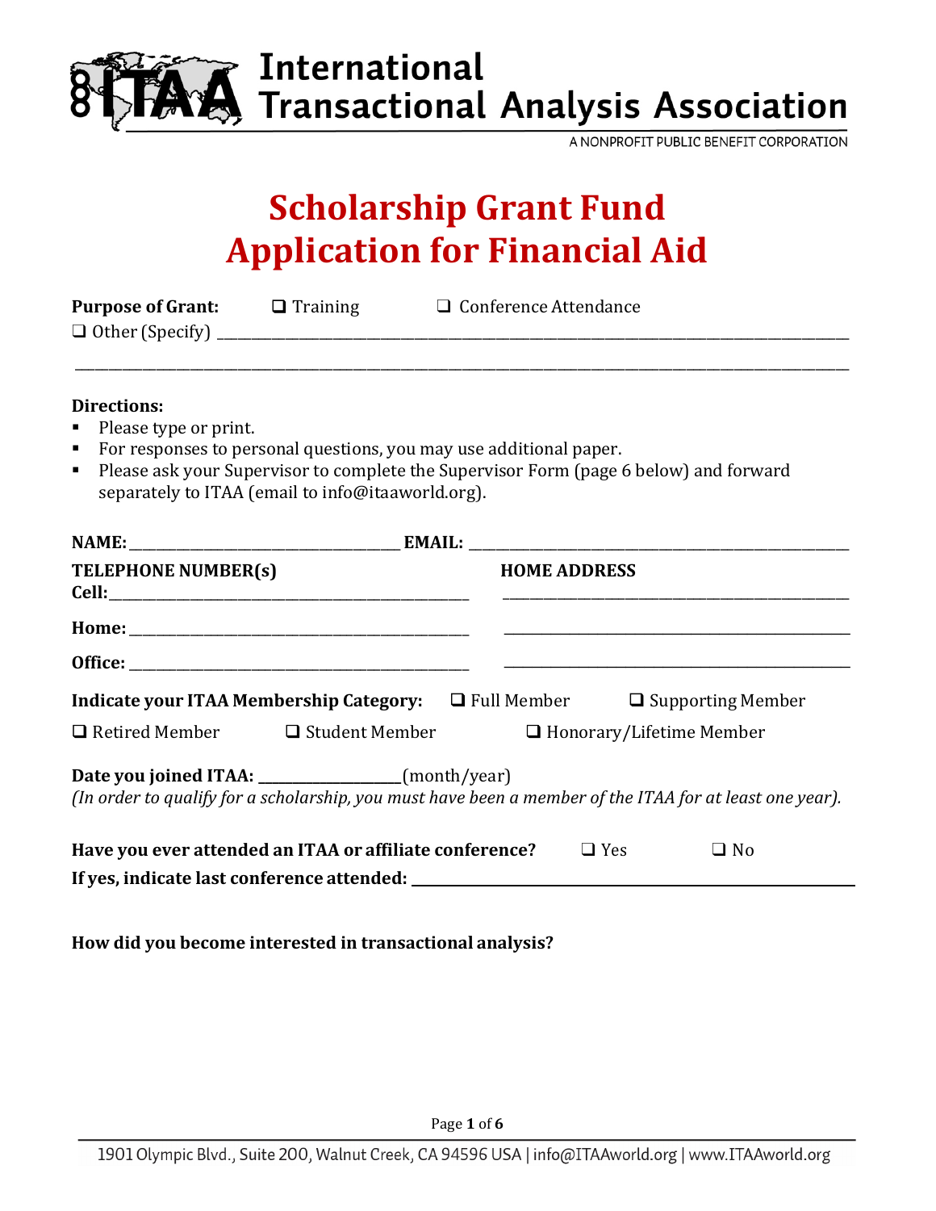# International Transactional Analysis Association

A NONPROFIT PUBLIC BENEFIT CORPORATION

# Scholarship Grant Fund
# Application for Financial Aid

**Purpose of Grant:** ❑ Training ❑ Conference Attendance
❑ Other (Specify) ______________________________________________________________________

______________________________________________________________________________________

**Directions:**

- Please type or print.
- For responses to personal questions, you may use additional paper.
- Please ask your Supervisor to complete the Supervisor Form (page 6 below) and forward separately to ITAA (email to info@itaaworld.org).

**NAME:** ________________________________ **EMAIL:** ________________________________

**TELEPHONE NUMBER(s)**
**Cell:** ________________________________

**Home:** ________________________________

**Office:** ________________________________

**HOME ADDRESS**
________________________________
________________________________
________________________________

**Indicate your ITAA Membership Category:** ❑ Full Member ❑ Supporting Member
❑ Retired Member ❑ Student Member ❑ Honorary/Lifetime Member

**Date you joined ITAA:** ________________(month/year)
*(In order to qualify for a scholarship, you must have been a member of the ITAA for at least one year).*

**Have you ever attended an ITAA or affiliate conference?** ❑ Yes ❑ No
**If yes, indicate last conference attended:** ________________________________

**How did you become interested in transactional analysis?**

1901 Olympic Blvd., Suite 200, Walnut Creek, CA 94596 USA | info@ITAAworld.org | www.ITAAworld.org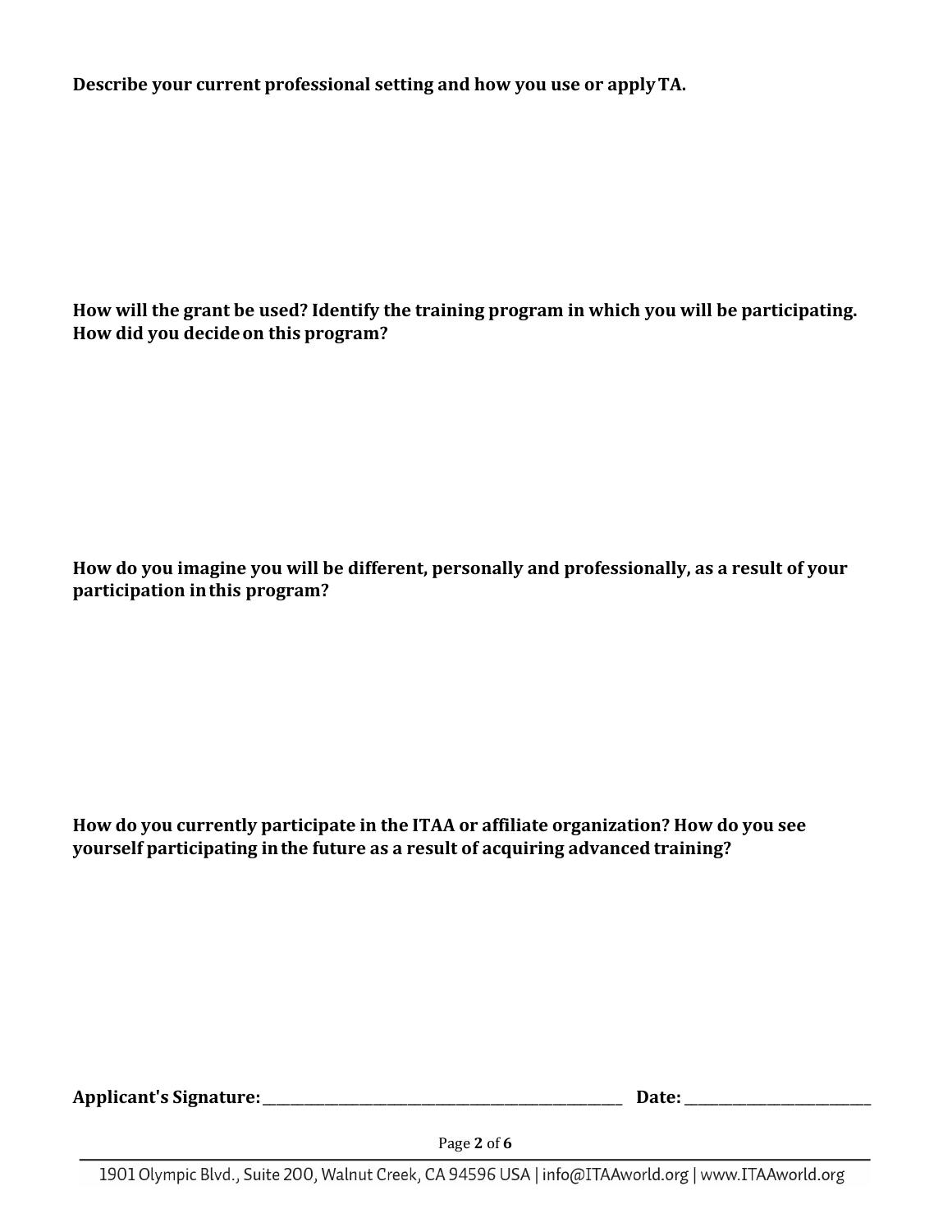**Describe your current professional setting and how you use or apply TA.**

**How will the grant be used? Identify the training program in which you will be participating. How did you decide on this program?**

**How do you imagine you will be different, personally and professionally, as a result of your participation in this program?**

**How do you currently participate in the ITAA or affiliate organization? How do you see yourself participating in the future as a result of acquiring advanced training?**

**Applicant's Signature:**\_\_\_\_\_\_\_\_\_\_\_\_\_\_\_\_\_\_\_\_\_\_\_\_\_\_\_\_\_\_\_\_\_\_\_\_\_\_\_\_ **Date:** \_\_\_\_\_\_\_\_\_\_\_\_\_\_\_\_\_\_\_\_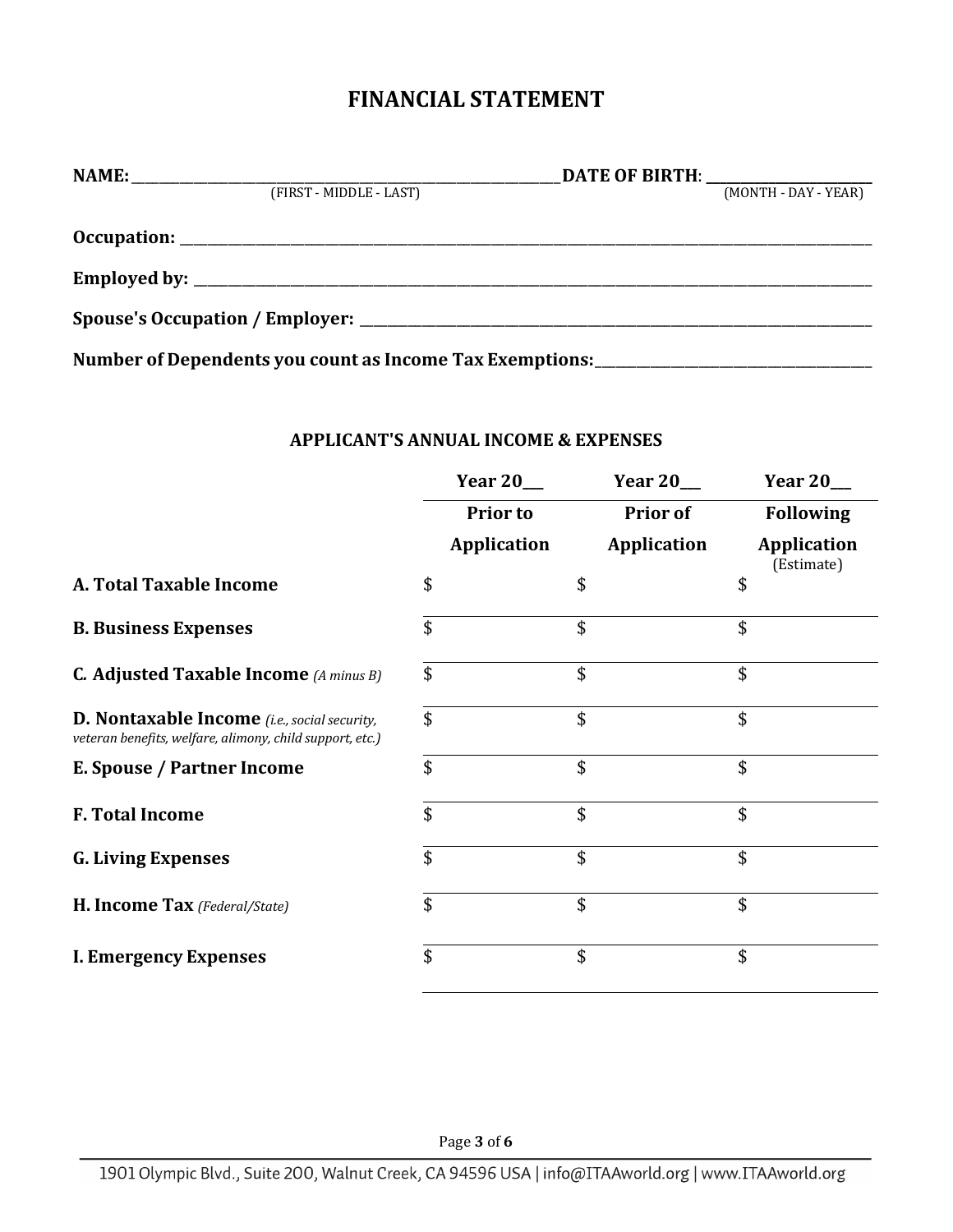# FINANCIAL STATEMENT

**NAME:** ______________________________ **DATE OF BIRTH**: ______________
(FIRST - MIDDLE - LAST) (MONTH - DAY - YEAR)

**Occupation:** ____________________________________________

**Employed by:** ____________________________________________

**Spouse's Occupation / Employer:** ____________________________________________

**Number of Dependents you count as Income Tax Exemptions:**____________________

## APPLICANT'S ANNUAL INCOME & EXPENSES

| | **Year 20\_\_\_** | **Year 20\_\_\_** | **Year 20\_\_\_** |
|---|---|---|---|
| | **Prior to Application** | **Prior of Application** | **Following Application** (Estimate) |
| **A. Total Taxable Income** | $ | $ | $ |
| **B. Business Expenses** | $ | $ | $ |
| **C. Adjusted Taxable Income** *(A minus B)* | $ | $ | $ |
| **D. Nontaxable Income** *(i.e., social security, veteran benefits, welfare, alimony, child support, etc.)* | $ | $ | $ |
| **E. Spouse / Partner Income** | $ | $ | $ |
| **F. Total Income** | $ | $ | $ |
| **G. Living Expenses** | $ | $ | $ |
| **H. Income Tax** *(Federal/State)* | $ | $ | $ |
| **I. Emergency Expenses** | $ | $ | $ |

1901 Olympic Blvd., Suite 200, Walnut Creek, CA 94596 USA | info@ITAAworld.org | www.ITAAworld.org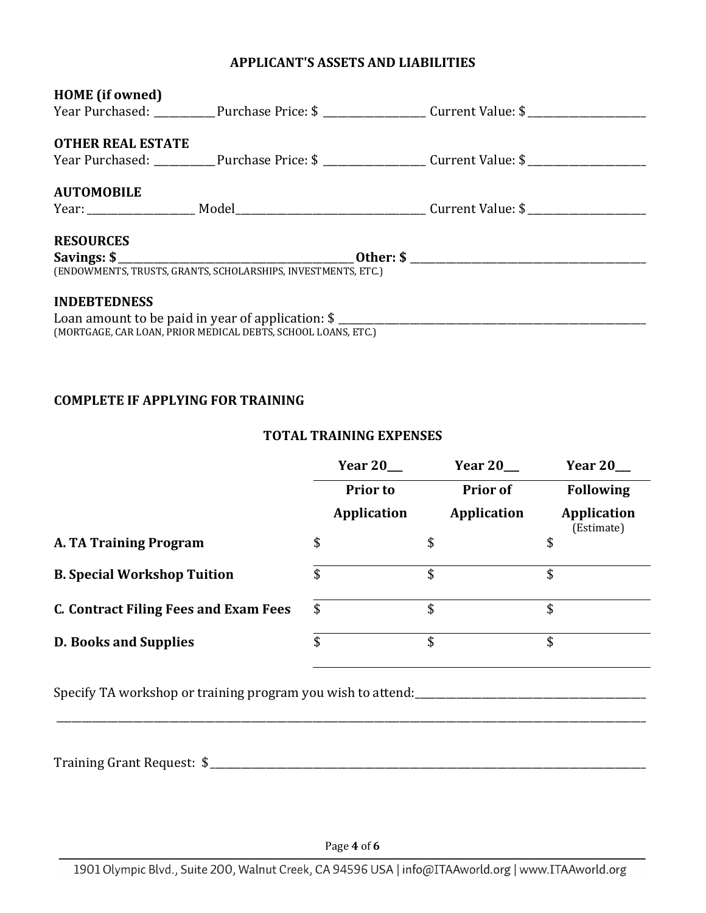## APPLICANT'S ASSETS AND LIABILITIES

**HOME (if owned)**

Year Purchased: ___________ Purchase Price: $ __________________ Current Value: $ _____________________

**OTHER REAL ESTATE**

Year Purchased: ___________ Purchase Price: $ __________________ Current Value: $ _____________________

**AUTOMOBILE**

Year: ___________________ Model__________________________________ Current Value: $ _____________________

**RESOURCES**

**Savings: $**_____________________________________________ **Other: $** ______________________________________________

(ENDOWMENTS, TRUSTS, GRANTS, SCHOLARSHIPS, INVESTMENTS, ETC.)

**INDEBTEDNESS**

Loan amount to be paid in year of application: $ ______________________________________________________________

(MORTGAGE, CAR LOAN, PRIOR MEDICAL DEBTS, SCHOOL LOANS, ETC.)

**COMPLETE IF APPLYING FOR TRAINING**

### TOTAL TRAINING EXPENSES

| | Year 20__ | Year 20__ | Year 20__ |
|---|---|---|---|
| | Prior to Application | Prior of Application | Following Application (Estimate) |
| **A. TA Training Program** | $ | $ | $ |
| **B. Special Workshop Tuition** | $ | $ | $ |
| **C. Contract Filing Fees and Exam Fees** | $ | $ | $ |
| **D. Books and Supplies** | $ | $ | $ |

Specify TA workshop or training program you wish to attend:___________________________________________

_____________________________________________________________________________________________________________

Training Grant Request: $_________________________________________________________________________________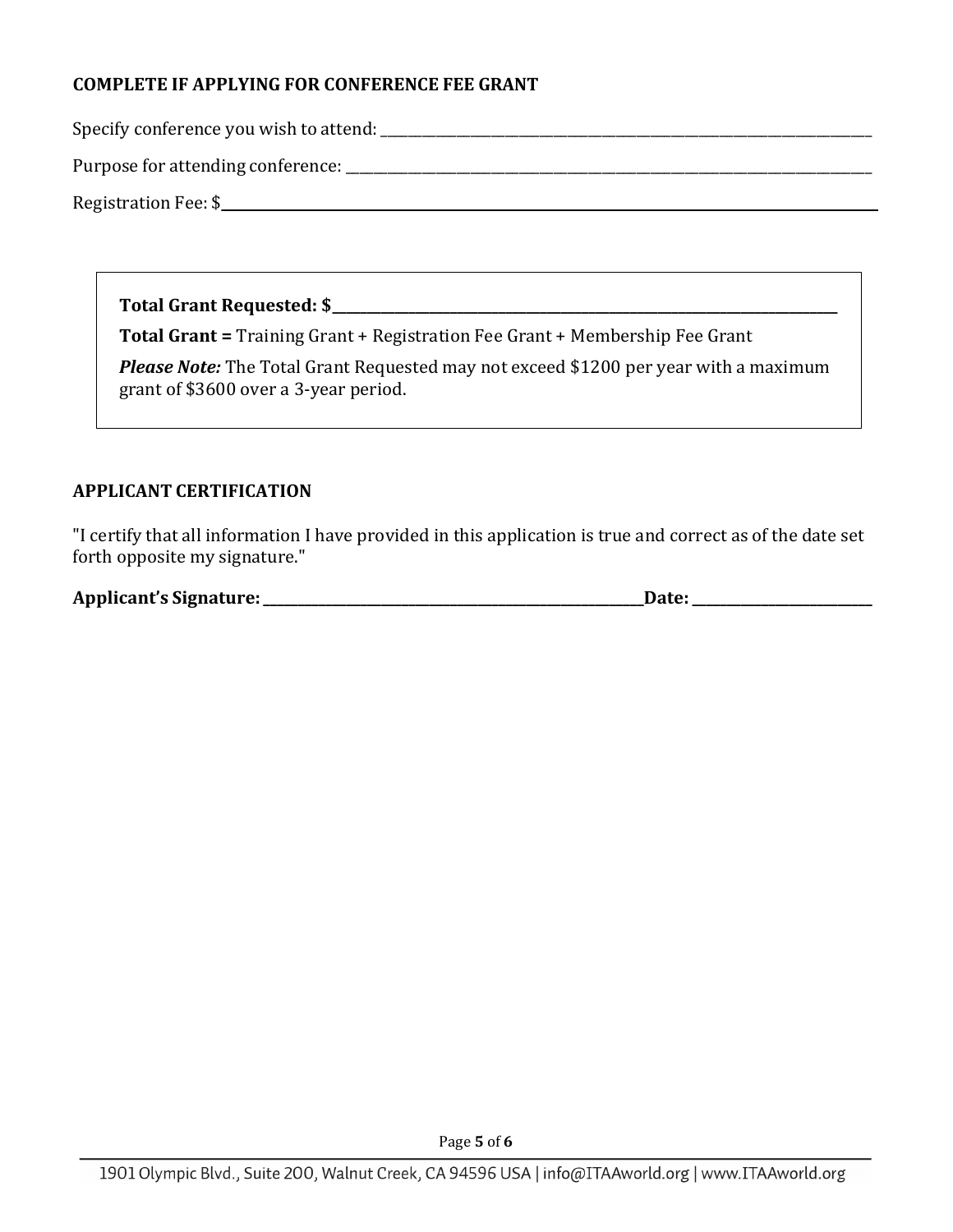**COMPLETE IF APPLYING FOR CONFERENCE FEE GRANT**

Specify conference you wish to attend: ___________________________________________

Purpose for attending conference: ___________________________________________

Registration Fee: $___________________________________________

> **Total Grant Requested: $**___________________________________________
>
> **Total Grant =** Training Grant + Registration Fee Grant + Membership Fee Grant
>
> ***Please Note:*** The Total Grant Requested may not exceed $1200 per year with a maximum grant of $3600 over a 3-year period.

**APPLICANT CERTIFICATION**

"I certify that all information I have provided in this application is true and correct as of the date set forth opposite my signature."

**Applicant's Signature:** ______________________________ **Date:** ________________

1901 Olympic Blvd., Suite 200, Walnut Creek, CA 94596 USA | info@ITAAworld.org | www.ITAAworld.org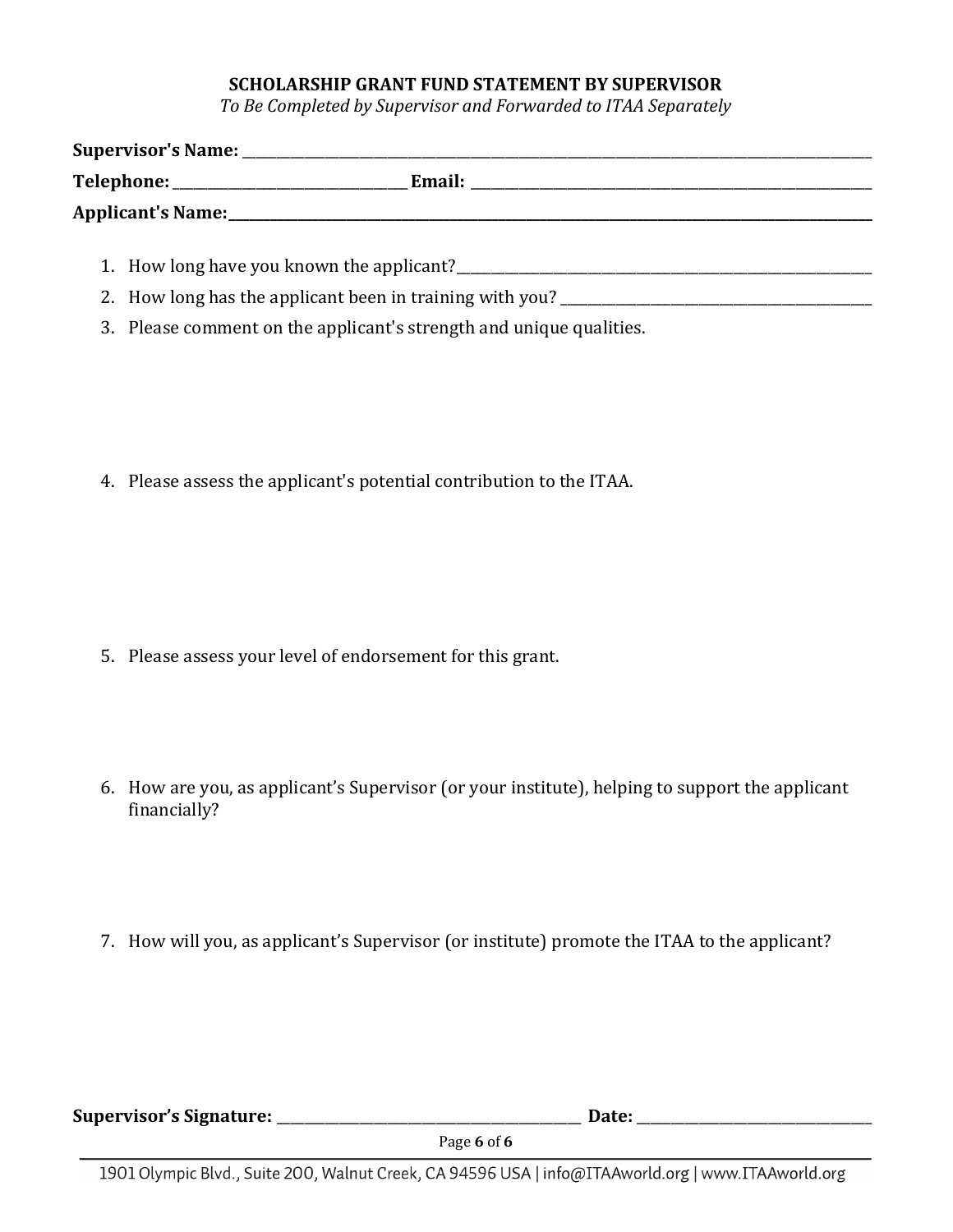**SCHOLARSHIP GRANT FUND STATEMENT BY SUPERVISOR**

*To Be Completed by Supervisor and Forwarded to ITAA Separately*

**Supervisor's Name:** ______________________________________________

**Telephone:** ____________________ **Email:** ____________________________

**Applicant's Name:** ______________________________________________

1. How long have you known the applicant? ______________________________
2. How long has the applicant been in training with you? ______________________
3. Please comment on the applicant's strength and unique qualities.

4. Please assess the applicant's potential contribution to the ITAA.

5. Please assess your level of endorsement for this grant.

6. How are you, as applicant's Supervisor (or your institute), helping to support the applicant financially?

7. How will you, as applicant's Supervisor (or institute) promote the ITAA to the applicant?

**Supervisor's Signature:** ______________________ **Date:** ________________

1901 Olympic Blvd., Suite 200, Walnut Creek, CA 94596 USA | info@ITAAworld.org | www.ITAAworld.org